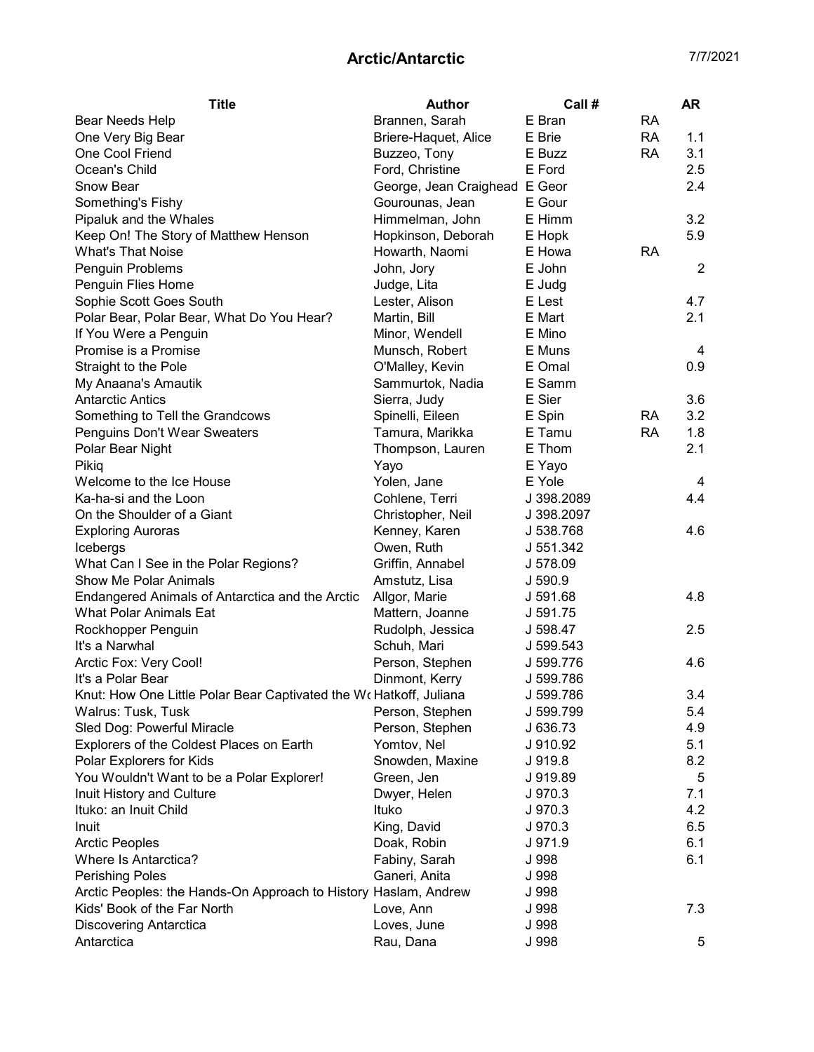# Arctic/Antarctic

7/7/2021

| Title | Author | Call # | | AR |
|---|---|---|---|---|
| Bear Needs Help | Brannen, Sarah | E Bran | RA | |
| One Very Big Bear | Briere-Haquet, Alice | E Brie | RA | 1.1 |
| One Cool Friend | Buzzeo, Tony | E Buzz | RA | 3.1 |
| Ocean's Child | Ford, Christine | E Ford | | 2.5 |
| Snow Bear | George, Jean Craighead | E Geor | | 2.4 |
| Something's Fishy | Gourounas, Jean | E Gour | | |
| Pipaluk and the Whales | Himmelman, John | E Himm | | 3.2 |
| Keep On! The Story of Matthew Henson | Hopkinson, Deborah | E Hopk | | 5.9 |
| What's That Noise | Howarth, Naomi | E Howa | RA | |
| Penguin Problems | John, Jory | E John | | 2 |
| Penguin Flies Home | Judge, Lita | E Judg | | |
| Sophie Scott Goes South | Lester, Alison | E Lest | | 4.7 |
| Polar Bear, Polar Bear, What Do You Hear? | Martin, Bill | E Mart | | 2.1 |
| If You Were a Penguin | Minor, Wendell | E Mino | | |
| Promise is a Promise | Munsch, Robert | E Muns | | 4 |
| Straight to the Pole | O'Malley, Kevin | E Omal | | 0.9 |
| My Anaana's Amautik | Sammurtok, Nadia | E Samm | | |
| Antarctic Antics | Sierra, Judy | E Sier | | 3.6 |
| Something to Tell the Grandcows | Spinelli, Eileen | E Spin | RA | 3.2 |
| Penguins Don't Wear Sweaters | Tamura, Marikka | E Tamu | RA | 1.8 |
| Polar Bear Night | Thompson, Lauren | E Thom | | 2.1 |
| Pikiq | Yayo | E Yayo | | |
| Welcome to the Ice House | Yolen, Jane | E Yole | | 4 |
| Ka-ha-si and the Loon | Cohlene, Terri | J 398.2089 | | 4.4 |
| On the Shoulder of a Giant | Christopher, Neil | J 398.2097 | | |
| Exploring Auroras | Kenney, Karen | J 538.768 | | 4.6 |
| Icebergs | Owen, Ruth | J 551.342 | | |
| What Can I See in the Polar Regions? | Griffin, Annabel | J 578.09 | | |
| Show Me Polar Animals | Amstutz, Lisa | J 590.9 | | |
| Endangered Animals of Antarctica and the Arctic | Allgor, Marie | J 591.68 | | 4.8 |
| What Polar Animals Eat | Mattern, Joanne | J 591.75 | | |
| Rockhopper Penguin | Rudolph, Jessica | J 598.47 | | 2.5 |
| It's a Narwhal | Schuh, Mari | J 599.543 | | |
| Arctic Fox: Very Cool! | Person, Stephen | J 599.776 | | 4.6 |
| It's a Polar Bear | Dinmont, Kerry | J 599.786 | | |
| Knut: How One Little Polar Bear Captivated the W( | Hatkoff, Juliana | J 599.786 | | 3.4 |
| Walrus: Tusk, Tusk | Person, Stephen | J 599.799 | | 5.4 |
| Sled Dog: Powerful Miracle | Person, Stephen | J 636.73 | | 4.9 |
| Explorers of the Coldest Places on Earth | Yomtov, Nel | J 910.92 | | 5.1 |
| Polar Explorers for Kids | Snowden, Maxine | J 919.8 | | 8.2 |
| You Wouldn't Want to be a Polar Explorer! | Green, Jen | J 919.89 | | 5 |
| Inuit History and Culture | Dwyer, Helen | J 970.3 | | 7.1 |
| Ituko: an Inuit Child | Ituko | J 970.3 | | 4.2 |
| Inuit | King, David | J 970.3 | | 6.5 |
| Arctic Peoples | Doak, Robin | J 971.9 | | 6.1 |
| Where Is Antarctica? | Fabiny, Sarah | J 998 | | 6.1 |
| Perishing Poles | Ganeri, Anita | J 998 | | |
| Arctic Peoples: the Hands-On Approach to History | Haslam, Andrew | J 998 | | |
| Kids' Book of the Far North | Love, Ann | J 998 | | 7.3 |
| Discovering Antarctica | Loves, June | J 998 | | |
| Antarctica | Rau, Dana | J 998 | | 5 |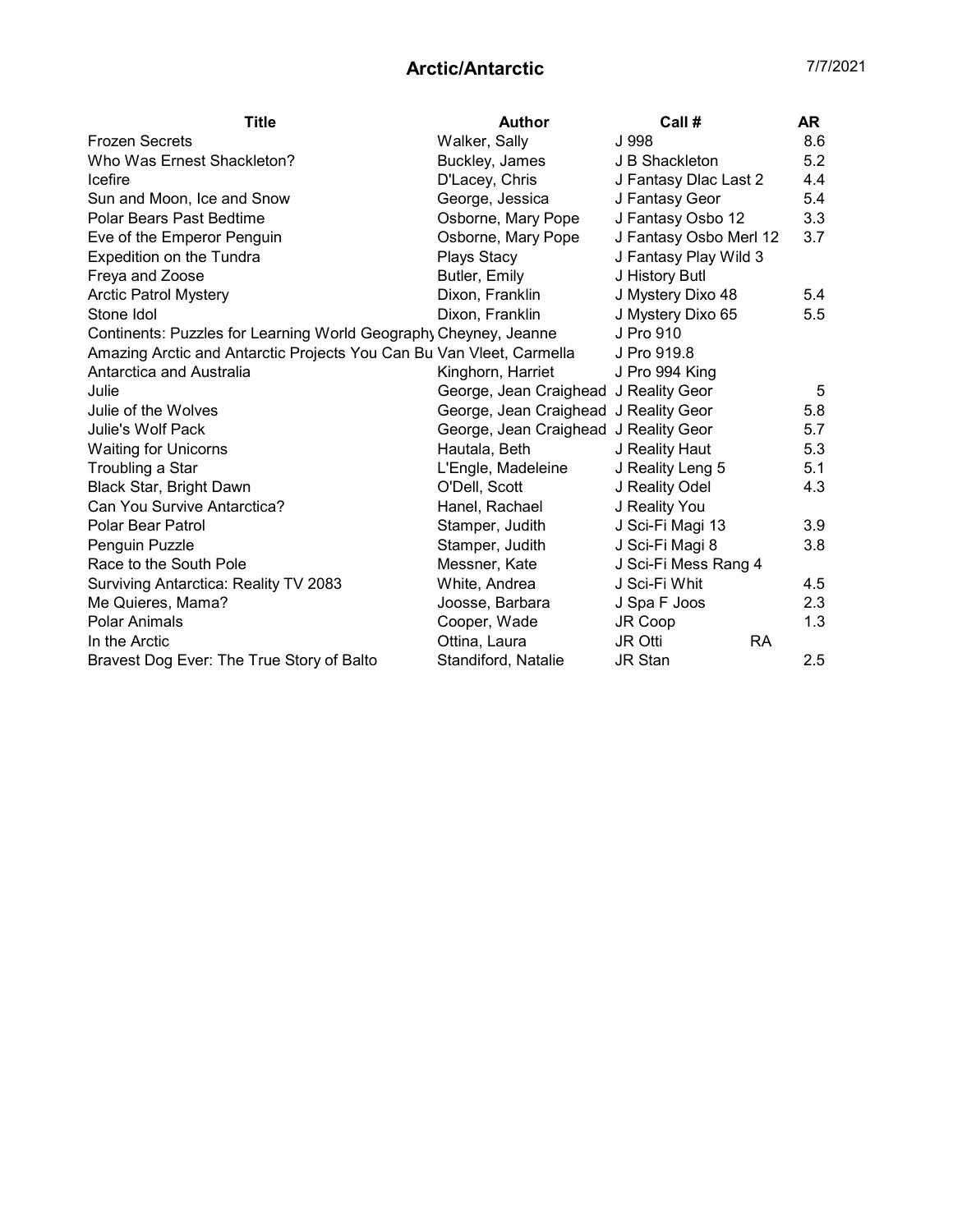# Arctic/Antarctic

7/7/2021

| Title | Author | Call # | AR |
|---|---|---|---|
| Frozen Secrets | Walker, Sally | J 998 | 8.6 |
| Who Was Ernest Shackleton? | Buckley, James | J B Shackleton | 5.2 |
| Icefire | D'Lacey, Chris | J Fantasy Dlac Last 2 | 4.4 |
| Sun and Moon, Ice and Snow | George, Jessica | J Fantasy Geor | 5.4 |
| Polar Bears Past Bedtime | Osborne, Mary Pope | J Fantasy Osbo 12 | 3.3 |
| Eve of the Emperor Penguin | Osborne, Mary Pope | J Fantasy Osbo Merl 12 | 3.7 |
| Expedition on the Tundra | Plays Stacy | J Fantasy Play Wild 3 | |
| Freya and Zoose | Butler, Emily | J History Butl | |
| Arctic Patrol Mystery | Dixon, Franklin | J Mystery Dixo 48 | 5.4 |
| Stone Idol | Dixon, Franklin | J Mystery Dixo 65 | 5.5 |
| Continents: Puzzles for Learning World Geography | Cheyney, Jeanne | J Pro 910 | |
| Amazing Arctic and Antarctic Projects You Can Bu | Van Vleet, Carmella | J Pro 919.8 | |
| Antarctica and Australia | Kinghorn, Harriet | J Pro 994 King | |
| Julie | George, Jean Craighead | J Reality Geor | 5 |
| Julie of the Wolves | George, Jean Craighead | J Reality Geor | 5.8 |
| Julie's Wolf Pack | George, Jean Craighead | J Reality Geor | 5.7 |
| Waiting for Unicorns | Hautala, Beth | J Reality Haut | 5.3 |
| Troubling a Star | L'Engle, Madeleine | J Reality Leng 5 | 5.1 |
| Black Star, Bright Dawn | O'Dell, Scott | J Reality Odel | 4.3 |
| Can You Survive Antarctica? | Hanel, Rachael | J Reality You | |
| Polar Bear Patrol | Stamper, Judith | J Sci-Fi Magi 13 | 3.9 |
| Penguin Puzzle | Stamper, Judith | J Sci-Fi Magi 8 | 3.8 |
| Race to the South Pole | Messner, Kate | J Sci-Fi Mess Rang 4 | |
| Surviving Antarctica: Reality TV 2083 | White, Andrea | J Sci-Fi Whit | 4.5 |
| Me Quieres, Mama? | Joosse, Barbara | J Spa F Joos | 2.3 |
| Polar Animals | Cooper, Wade | JR Coop | 1.3 |
| In the Arctic | Ottina, Laura | JR Otti RA | |
| Bravest Dog Ever: The True Story of Balto | Standiford, Natalie | JR Stan | 2.5 |